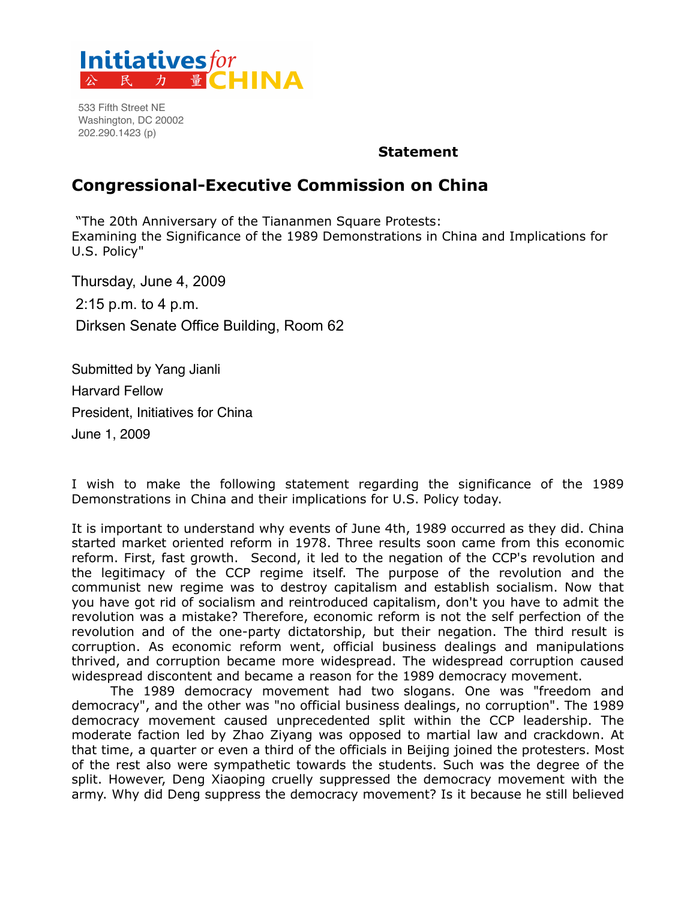Initiatives *for* CHINA
公 民 力 量

533 Fifth Street NE
Washington, DC 20002
202.290.1423 (p)

**Statement**

## Congressional-Executive Commission on China

"The 20th Anniversary of the Tiananmen Square Protests:
Examining the Significance of the 1989 Demonstrations in China and Implications for U.S. Policy"

Thursday, June 4, 2009

2:15 p.m. to 4 p.m.

Dirksen Senate Office Building, Room 62

Submitted by Yang Jianli

Harvard Fellow

President, Initiatives for China

June 1, 2009

I wish to make the following statement regarding the significance of the 1989 Demonstrations in China and their implications for U.S. Policy today.

It is important to understand why events of June 4th, 1989 occurred as they did. China started market oriented reform in 1978. Three results soon came from this economic reform. First, fast growth. Second, it led to the negation of the CCP's revolution and the legitimacy of the CCP regime itself. The purpose of the revolution and the communist new regime was to destroy capitalism and establish socialism. Now that you have got rid of socialism and reintroduced capitalism, don't you have to admit the revolution was a mistake? Therefore, economic reform is not the self perfection of the revolution and of the one-party dictatorship, but their negation. The third result is corruption. As economic reform went, official business dealings and manipulations thrived, and corruption became more widespread. The widespread corruption caused widespread discontent and became a reason for the 1989 democracy movement.

The 1989 democracy movement had two slogans. One was "freedom and democracy", and the other was "no official business dealings, no corruption". The 1989 democracy movement caused unprecedented split within the CCP leadership. The moderate faction led by Zhao Ziyang was opposed to martial law and crackdown. At that time, a quarter or even a third of the officials in Beijing joined the protesters. Most of the rest also were sympathetic towards the students. Such was the degree of the split. However, Deng Xiaoping cruelly suppressed the democracy movement with the army. Why did Deng suppress the democracy movement? Is it because he still believed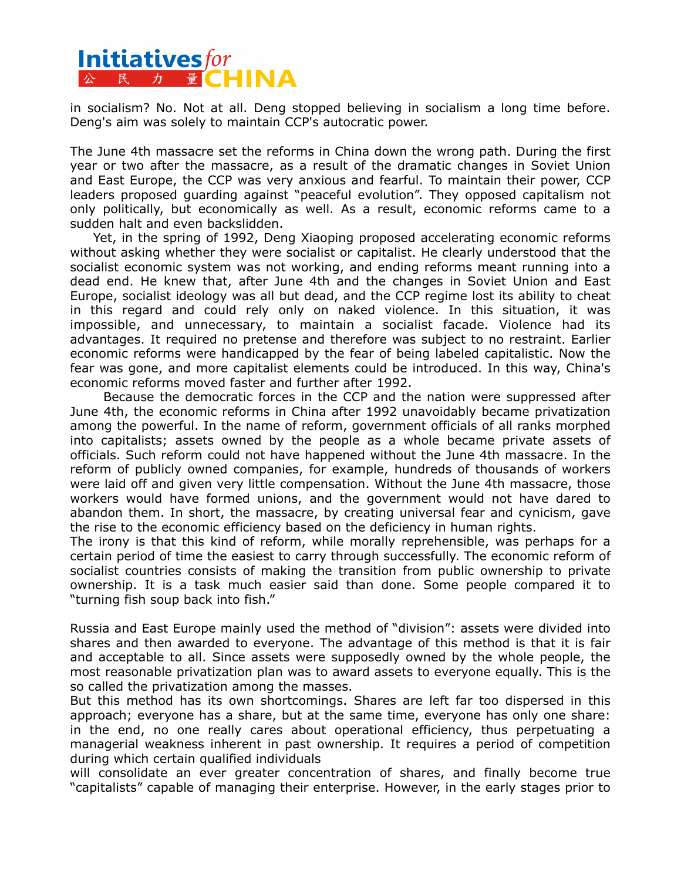in socialism? No. Not at all. Deng stopped believing in socialism a long time before. Deng's aim was solely to maintain CCP's autocratic power.

The June 4th massacre set the reforms in China down the wrong path. During the first year or two after the massacre, as a result of the dramatic changes in Soviet Union and East Europe, the CCP was very anxious and fearful. To maintain their power, CCP leaders proposed guarding against "peaceful evolution". They opposed capitalism not only politically, but economically as well. As a result, economic reforms came to a sudden halt and even backslidden.

Yet, in the spring of 1992, Deng Xiaoping proposed accelerating economic reforms without asking whether they were socialist or capitalist. He clearly understood that the socialist economic system was not working, and ending reforms meant running into a dead end. He knew that, after June 4th and the changes in Soviet Union and East Europe, socialist ideology was all but dead, and the CCP regime lost its ability to cheat in this regard and could rely only on naked violence. In this situation, it was impossible, and unnecessary, to maintain a socialist facade. Violence had its advantages. It required no pretense and therefore was subject to no restraint. Earlier economic reforms were handicapped by the fear of being labeled capitalistic. Now the fear was gone, and more capitalist elements could be introduced. In this way, China's economic reforms moved faster and further after 1992.

Because the democratic forces in the CCP and the nation were suppressed after June 4th, the economic reforms in China after 1992 unavoidably became privatization among the powerful. In the name of reform, government officials of all ranks morphed into capitalists; assets owned by the people as a whole became private assets of officials. Such reform could not have happened without the June 4th massacre. In the reform of publicly owned companies, for example, hundreds of thousands of workers were laid off and given very little compensation. Without the June 4th massacre, those workers would have formed unions, and the government would not have dared to abandon them. In short, the massacre, by creating universal fear and cynicism, gave the rise to the economic efficiency based on the deficiency in human rights.

The irony is that this kind of reform, while morally reprehensible, was perhaps for a certain period of time the easiest to carry through successfully. The economic reform of socialist countries consists of making the transition from public ownership to private ownership. It is a task much easier said than done. Some people compared it to "turning fish soup back into fish."

Russia and East Europe mainly used the method of "division": assets were divided into shares and then awarded to everyone. The advantage of this method is that it is fair and acceptable to all. Since assets were supposedly owned by the whole people, the most reasonable privatization plan was to award assets to everyone equally. This is the so called the privatization among the masses.

But this method has its own shortcomings. Shares are left far too dispersed in this approach; everyone has a share, but at the same time, everyone has only one share: in the end, no one really cares about operational efficiency, thus perpetuating a managerial weakness inherent in past ownership. It requires a period of competition during which certain qualified individuals will consolidate an ever greater concentration of shares, and finally become true "capitalists" capable of managing their enterprise. However, in the early stages prior to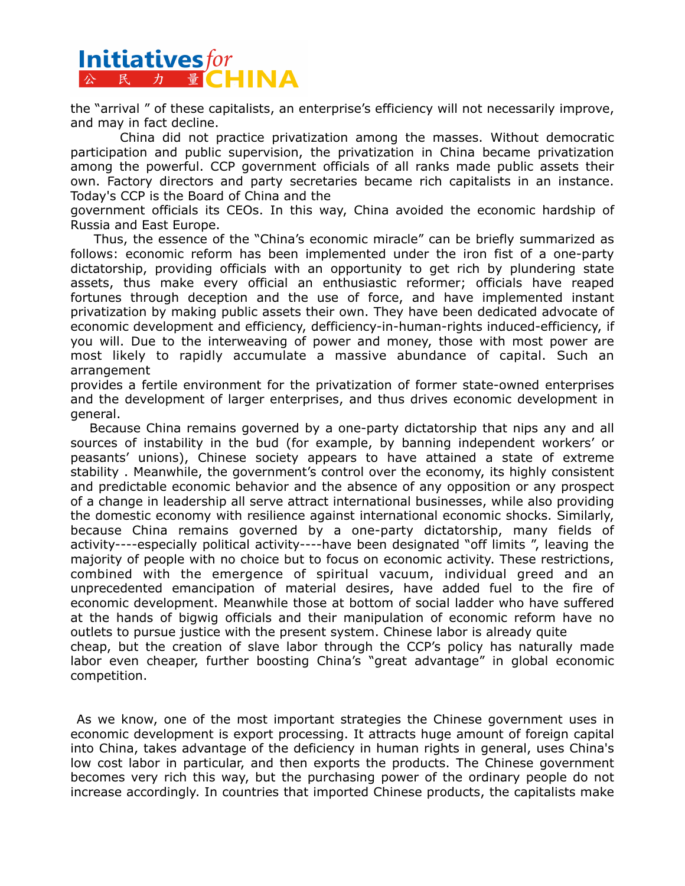the "arrival " of these capitalists, an enterprise's efficiency will not necessarily improve, and may in fact decline.

China did not practice privatization among the masses. Without democratic participation and public supervision, the privatization in China became privatization among the powerful. CCP government officials of all ranks made public assets their own. Factory directors and party secretaries became rich capitalists in an instance. Today's CCP is the Board of China and the government officials its CEOs. In this way, China avoided the economic hardship of Russia and East Europe.

Thus, the essence of the "China's economic miracle" can be briefly summarized as follows: economic reform has been implemented under the iron fist of a one-party dictatorship, providing officials with an opportunity to get rich by plundering state assets, thus make every official an enthusiastic reformer; officials have reaped fortunes through deception and the use of force, and have implemented instant privatization by making public assets their own. They have been dedicated advocate of economic development and efficiency, defficiency-in-human-rights induced-efficiency, if you will. Due to the interweaving of power and money, those with most power are most likely to rapidly accumulate a massive abundance of capital. Such an arrangement provides a fertile environment for the privatization of former state-owned enterprises and the development of larger enterprises, and thus drives economic development in general.

Because China remains governed by a one-party dictatorship that nips any and all sources of instability in the bud (for example, by banning independent workers' or peasants' unions), Chinese society appears to have attained a state of extreme stability . Meanwhile, the government's control over the economy, its highly consistent and predictable economic behavior and the absence of any opposition or any prospect of a change in leadership all serve attract international businesses, while also providing the domestic economy with resilience against international economic shocks. Similarly, because China remains governed by a one-party dictatorship, many fields of activity----especially political activity----have been designated "off limits ", leaving the majority of people with no choice but to focus on economic activity. These restrictions, combined with the emergence of spiritual vacuum, individual greed and an unprecedented emancipation of material desires, have added fuel to the fire of economic development. Meanwhile those at bottom of social ladder who have suffered at the hands of bigwig officials and their manipulation of economic reform have no outlets to pursue justice with the present system. Chinese labor is already quite cheap, but the creation of slave labor through the CCP's policy has naturally made labor even cheaper, further boosting China's "great advantage" in global economic competition.

As we know, one of the most important strategies the Chinese government uses in economic development is export processing. It attracts huge amount of foreign capital into China, takes advantage of the deficiency in human rights in general, uses China's low cost labor in particular, and then exports the products. The Chinese government becomes very rich this way, but the purchasing power of the ordinary people do not increase accordingly. In countries that imported Chinese products, the capitalists make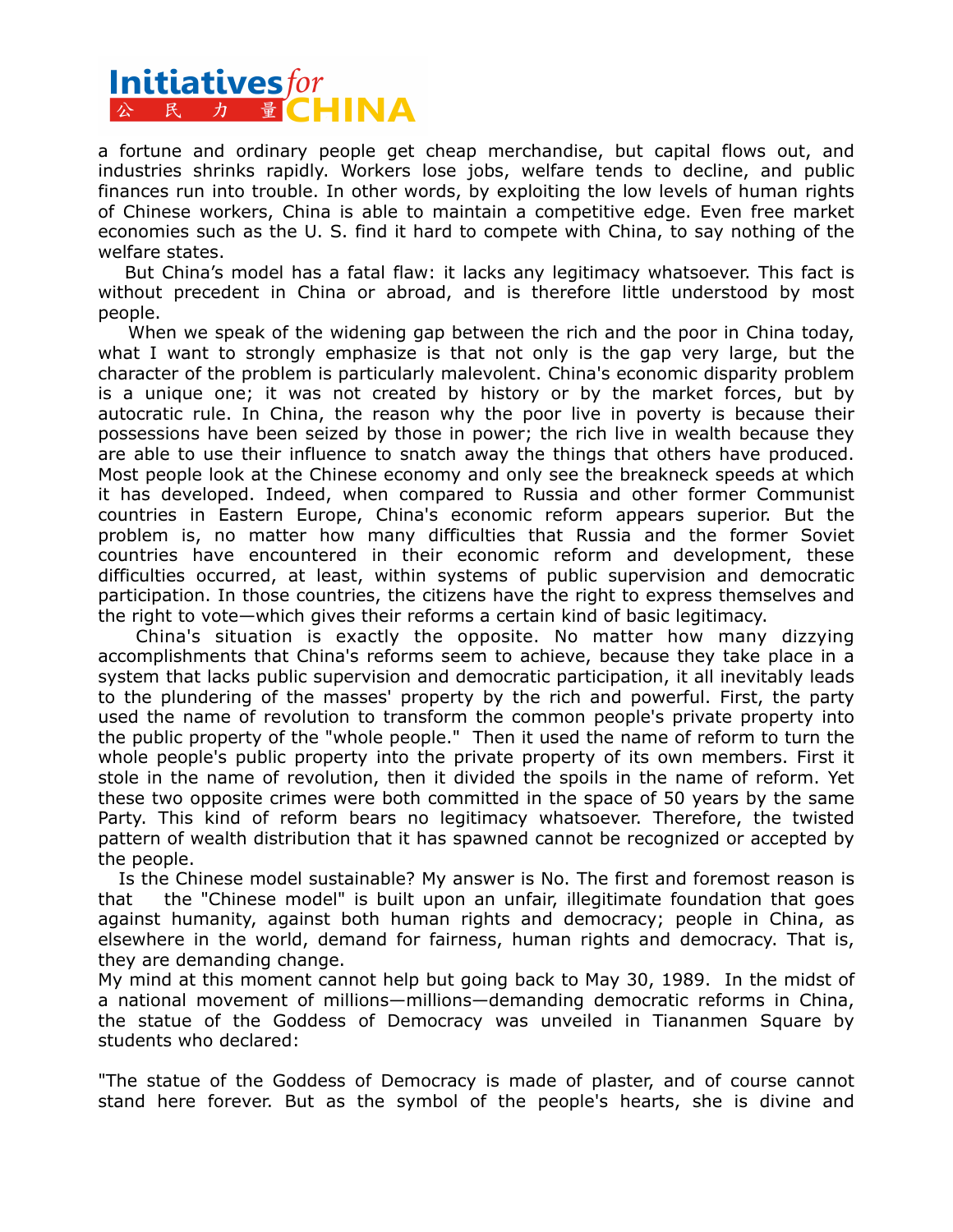a fortune and ordinary people get cheap merchandise, but capital flows out, and industries shrinks rapidly. Workers lose jobs, welfare tends to decline, and public finances run into trouble. In other words, by exploiting the low levels of human rights of Chinese workers, China is able to maintain a competitive edge. Even free market economies such as the U. S. find it hard to compete with China, to say nothing of the welfare states.

But China's model has a fatal flaw: it lacks any legitimacy whatsoever. This fact is without precedent in China or abroad, and is therefore little understood by most people.

When we speak of the widening gap between the rich and the poor in China today, what I want to strongly emphasize is that not only is the gap very large, but the character of the problem is particularly malevolent. China's economic disparity problem is a unique one; it was not created by history or by the market forces, but by autocratic rule. In China, the reason why the poor live in poverty is because their possessions have been seized by those in power; the rich live in wealth because they are able to use their influence to snatch away the things that others have produced. Most people look at the Chinese economy and only see the breakneck speeds at which it has developed. Indeed, when compared to Russia and other former Communist countries in Eastern Europe, China's economic reform appears superior. But the problem is, no matter how many difficulties that Russia and the former Soviet countries have encountered in their economic reform and development, these difficulties occurred, at least, within systems of public supervision and democratic participation. In those countries, the citizens have the right to express themselves and the right to vote—which gives their reforms a certain kind of basic legitimacy.

China's situation is exactly the opposite. No matter how many dizzying accomplishments that China's reforms seem to achieve, because they take place in a system that lacks public supervision and democratic participation, it all inevitably leads to the plundering of the masses' property by the rich and powerful. First, the party used the name of revolution to transform the common people's private property into the public property of the "whole people." Then it used the name of reform to turn the whole people's public property into the private property of its own members. First it stole in the name of revolution, then it divided the spoils in the name of reform. Yet these two opposite crimes were both committed in the space of 50 years by the same Party. This kind of reform bears no legitimacy whatsoever. Therefore, the twisted pattern of wealth distribution that it has spawned cannot be recognized or accepted by the people.

Is the Chinese model sustainable? My answer is No. The first and foremost reason is that the "Chinese model" is built upon an unfair, illegitimate foundation that goes against humanity, against both human rights and democracy; people in China, as elsewhere in the world, demand for fairness, human rights and democracy. That is, they are demanding change.

My mind at this moment cannot help but going back to May 30, 1989. In the midst of a national movement of millions—millions—demanding democratic reforms in China, the statue of the Goddess of Democracy was unveiled in Tiananmen Square by students who declared:

"The statue of the Goddess of Democracy is made of plaster, and of course cannot stand here forever. But as the symbol of the people's hearts, she is divine and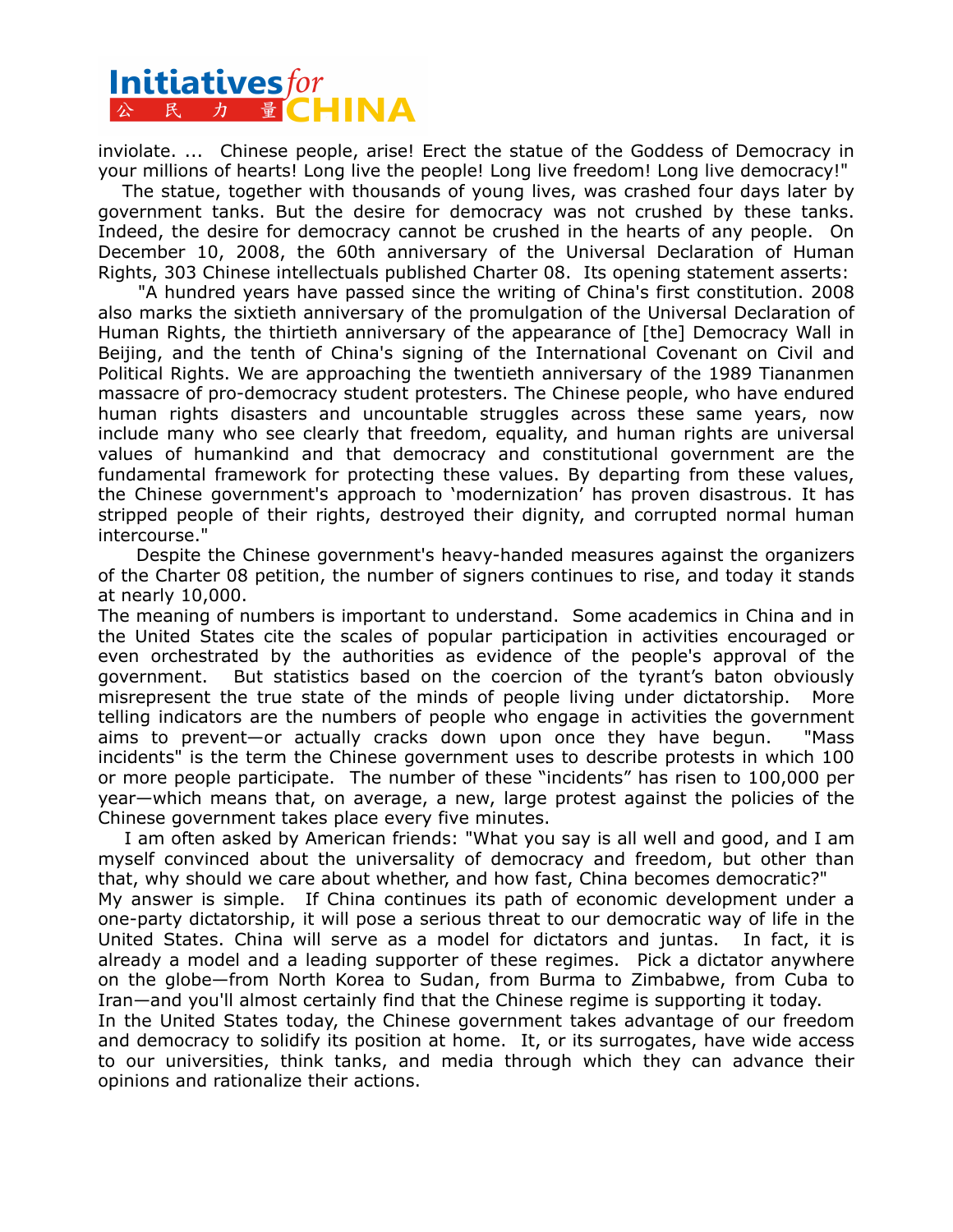inviolate. ... Chinese people, arise! Erect the statue of the Goddess of Democracy in your millions of hearts! Long live the people! Long live freedom! Long live democracy!"

The statue, together with thousands of young lives, was crashed four days later by government tanks. But the desire for democracy was not crushed by these tanks. Indeed, the desire for democracy cannot be crushed in the hearts of any people. On December 10, 2008, the 60th anniversary of the Universal Declaration of Human Rights, 303 Chinese intellectuals published Charter 08. Its opening statement asserts:

"A hundred years have passed since the writing of China's first constitution. 2008 also marks the sixtieth anniversary of the promulgation of the Universal Declaration of Human Rights, the thirtieth anniversary of the appearance of [the] Democracy Wall in Beijing, and the tenth of China's signing of the International Covenant on Civil and Political Rights. We are approaching the twentieth anniversary of the 1989 Tiananmen massacre of pro-democracy student protesters. The Chinese people, who have endured human rights disasters and uncountable struggles across these same years, now include many who see clearly that freedom, equality, and human rights are universal values of humankind and that democracy and constitutional government are the fundamental framework for protecting these values. By departing from these values, the Chinese government's approach to 'modernization' has proven disastrous. It has stripped people of their rights, destroyed their dignity, and corrupted normal human intercourse."

Despite the Chinese government's heavy-handed measures against the organizers of the Charter 08 petition, the number of signers continues to rise, and today it stands at nearly 10,000.

The meaning of numbers is important to understand. Some academics in China and in the United States cite the scales of popular participation in activities encouraged or even orchestrated by the authorities as evidence of the people's approval of the government. But statistics based on the coercion of the tyrant's baton obviously misrepresent the true state of the minds of people living under dictatorship. More telling indicators are the numbers of people who engage in activities the government aims to prevent—or actually cracks down upon once they have begun. "Mass incidents" is the term the Chinese government uses to describe protests in which 100 or more people participate. The number of these "incidents" has risen to 100,000 per year—which means that, on average, a new, large protest against the policies of the Chinese government takes place every five minutes.

I am often asked by American friends: "What you say is all well and good, and I am myself convinced about the universality of democracy and freedom, but other than that, why should we care about whether, and how fast, China becomes democratic?"

My answer is simple. If China continues its path of economic development under a one-party dictatorship, it will pose a serious threat to our democratic way of life in the United States. China will serve as a model for dictators and juntas. In fact, it is already a model and a leading supporter of these regimes. Pick a dictator anywhere on the globe—from North Korea to Sudan, from Burma to Zimbabwe, from Cuba to Iran—and you'll almost certainly find that the Chinese regime is supporting it today.

In the United States today, the Chinese government takes advantage of our freedom and democracy to solidify its position at home. It, or its surrogates, have wide access to our universities, think tanks, and media through which they can advance their opinions and rationalize their actions.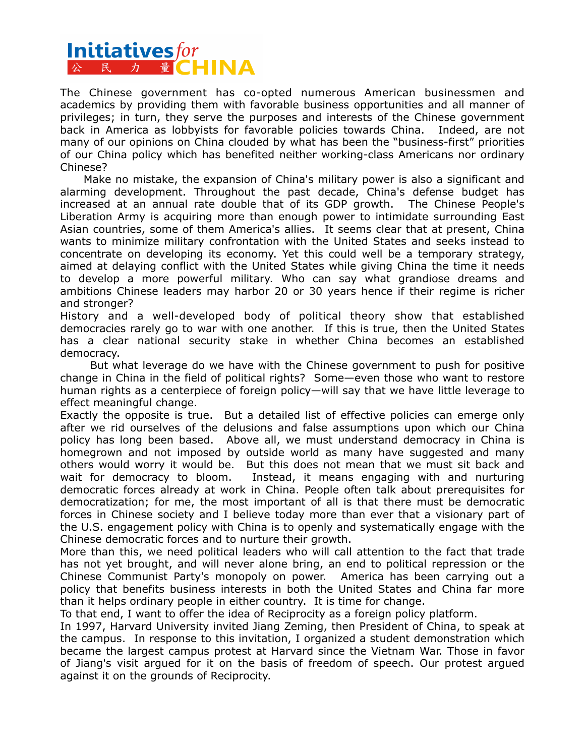The Chinese government has co-opted numerous American businessmen and academics by providing them with favorable business opportunities and all manner of privileges; in turn, they serve the purposes and interests of the Chinese government back in America as lobbyists for favorable policies towards China. Indeed, are not many of our opinions on China clouded by what has been the "business-first" priorities of our China policy which has benefited neither working-class Americans nor ordinary Chinese?

Make no mistake, the expansion of China's military power is also a significant and alarming development. Throughout the past decade, China's defense budget has increased at an annual rate double that of its GDP growth. The Chinese People's Liberation Army is acquiring more than enough power to intimidate surrounding East Asian countries, some of them America's allies. It seems clear that at present, China wants to minimize military confrontation with the United States and seeks instead to concentrate on developing its economy. Yet this could well be a temporary strategy, aimed at delaying conflict with the United States while giving China the time it needs to develop a more powerful military. Who can say what grandiose dreams and ambitions Chinese leaders may harbor 20 or 30 years hence if their regime is richer and stronger?

History and a well-developed body of political theory show that established democracies rarely go to war with one another. If this is true, then the United States has a clear national security stake in whether China becomes an established democracy.

But what leverage do we have with the Chinese government to push for positive change in China in the field of political rights? Some—even those who want to restore human rights as a centerpiece of foreign policy—will say that we have little leverage to effect meaningful change.

Exactly the opposite is true. But a detailed list of effective policies can emerge only after we rid ourselves of the delusions and false assumptions upon which our China policy has long been based. Above all, we must understand democracy in China is homegrown and not imposed by outside world as many have suggested and many others would worry it would be. But this does not mean that we must sit back and wait for democracy to bloom. Instead, it means engaging with and nurturing democratic forces already at work in China. People often talk about prerequisites for democratization; for me, the most important of all is that there must be democratic forces in Chinese society and I believe today more than ever that a visionary part of the U.S. engagement policy with China is to openly and systematically engage with the Chinese democratic forces and to nurture their growth.

More than this, we need political leaders who will call attention to the fact that trade has not yet brought, and will never alone bring, an end to political repression or the Chinese Communist Party's monopoly on power. America has been carrying out a policy that benefits business interests in both the United States and China far more than it helps ordinary people in either country. It is time for change.

To that end, I want to offer the idea of Reciprocity as a foreign policy platform.

In 1997, Harvard University invited Jiang Zeming, then President of China, to speak at the campus. In response to this invitation, I organized a student demonstration which became the largest campus protest at Harvard since the Vietnam War. Those in favor of Jiang's visit argued for it on the basis of freedom of speech. Our protest argued against it on the grounds of Reciprocity.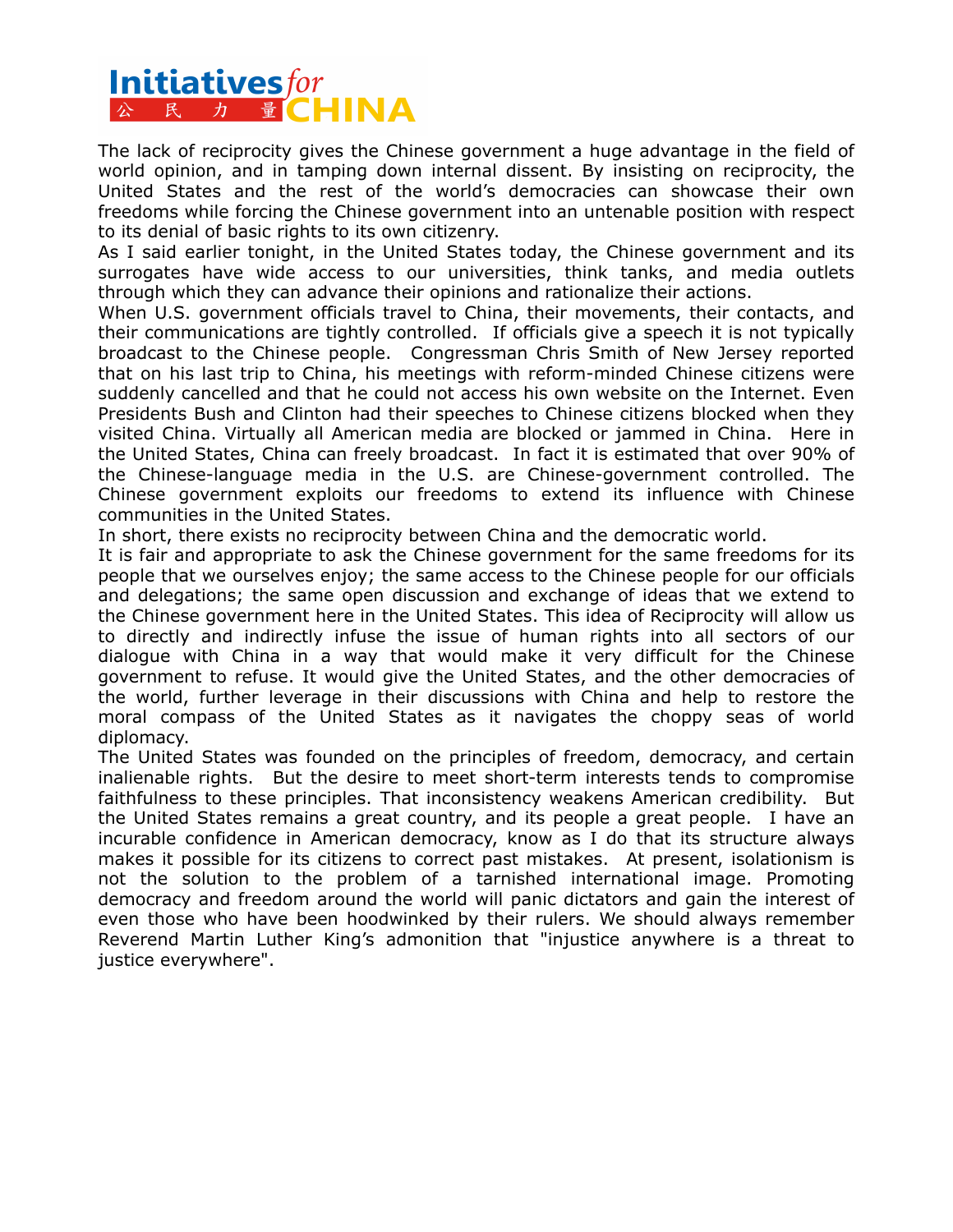The lack of reciprocity gives the Chinese government a huge advantage in the field of world opinion, and in tamping down internal dissent. By insisting on reciprocity, the United States and the rest of the world's democracies can showcase their own freedoms while forcing the Chinese government into an untenable position with respect to its denial of basic rights to its own citizenry.

As I said earlier tonight, in the United States today, the Chinese government and its surrogates have wide access to our universities, think tanks, and media outlets through which they can advance their opinions and rationalize their actions.

When U.S. government officials travel to China, their movements, their contacts, and their communications are tightly controlled. If officials give a speech it is not typically broadcast to the Chinese people. Congressman Chris Smith of New Jersey reported that on his last trip to China, his meetings with reform-minded Chinese citizens were suddenly cancelled and that he could not access his own website on the Internet. Even Presidents Bush and Clinton had their speeches to Chinese citizens blocked when they visited China. Virtually all American media are blocked or jammed in China. Here in the United States, China can freely broadcast. In fact it is estimated that over 90% of the Chinese-language media in the U.S. are Chinese-government controlled. The Chinese government exploits our freedoms to extend its influence with Chinese communities in the United States.

In short, there exists no reciprocity between China and the democratic world.

It is fair and appropriate to ask the Chinese government for the same freedoms for its people that we ourselves enjoy; the same access to the Chinese people for our officials and delegations; the same open discussion and exchange of ideas that we extend to the Chinese government here in the United States. This idea of Reciprocity will allow us to directly and indirectly infuse the issue of human rights into all sectors of our dialogue with China in a way that would make it very difficult for the Chinese government to refuse. It would give the United States, and the other democracies of the world, further leverage in their discussions with China and help to restore the moral compass of the United States as it navigates the choppy seas of world diplomacy.

The United States was founded on the principles of freedom, democracy, and certain inalienable rights. But the desire to meet short-term interests tends to compromise faithfulness to these principles. That inconsistency weakens American credibility. But the United States remains a great country, and its people a great people. I have an incurable confidence in American democracy, know as I do that its structure always makes it possible for its citizens to correct past mistakes. At present, isolationism is not the solution to the problem of a tarnished international image. Promoting democracy and freedom around the world will panic dictators and gain the interest of even those who have been hoodwinked by their rulers. We should always remember Reverend Martin Luther King's admonition that "injustice anywhere is a threat to justice everywhere".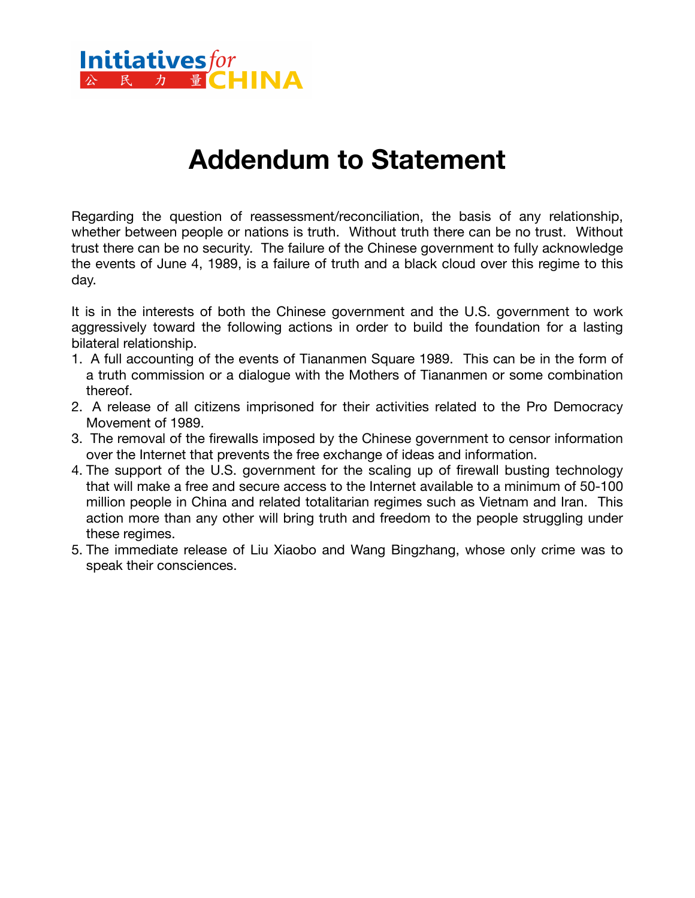Initiatives *for* CHINA
公 民 力 量

# Addendum to Statement

Regarding the question of reassessment/reconciliation, the basis of any relationship, whether between people or nations is truth. Without truth there can be no trust. Without trust there can be no security. The failure of the Chinese government to fully acknowledge the events of June 4, 1989, is a failure of truth and a black cloud over this regime to this day.

It is in the interests of both the Chinese government and the U.S. government to work aggressively toward the following actions in order to build the foundation for a lasting bilateral relationship.

1. A full accounting of the events of Tiananmen Square 1989. This can be in the form of a truth commission or a dialogue with the Mothers of Tiananmen or some combination thereof.
2. A release of all citizens imprisoned for their activities related to the Pro Democracy Movement of 1989.
3. The removal of the firewalls imposed by the Chinese government to censor information over the Internet that prevents the free exchange of ideas and information.
4. The support of the U.S. government for the scaling up of firewall busting technology that will make a free and secure access to the Internet available to a minimum of 50-100 million people in China and related totalitarian regimes such as Vietnam and Iran. This action more than any other will bring truth and freedom to the people struggling under these regimes.
5. The immediate release of Liu Xiaobo and Wang Bingzhang, whose only crime was to speak their consciences.